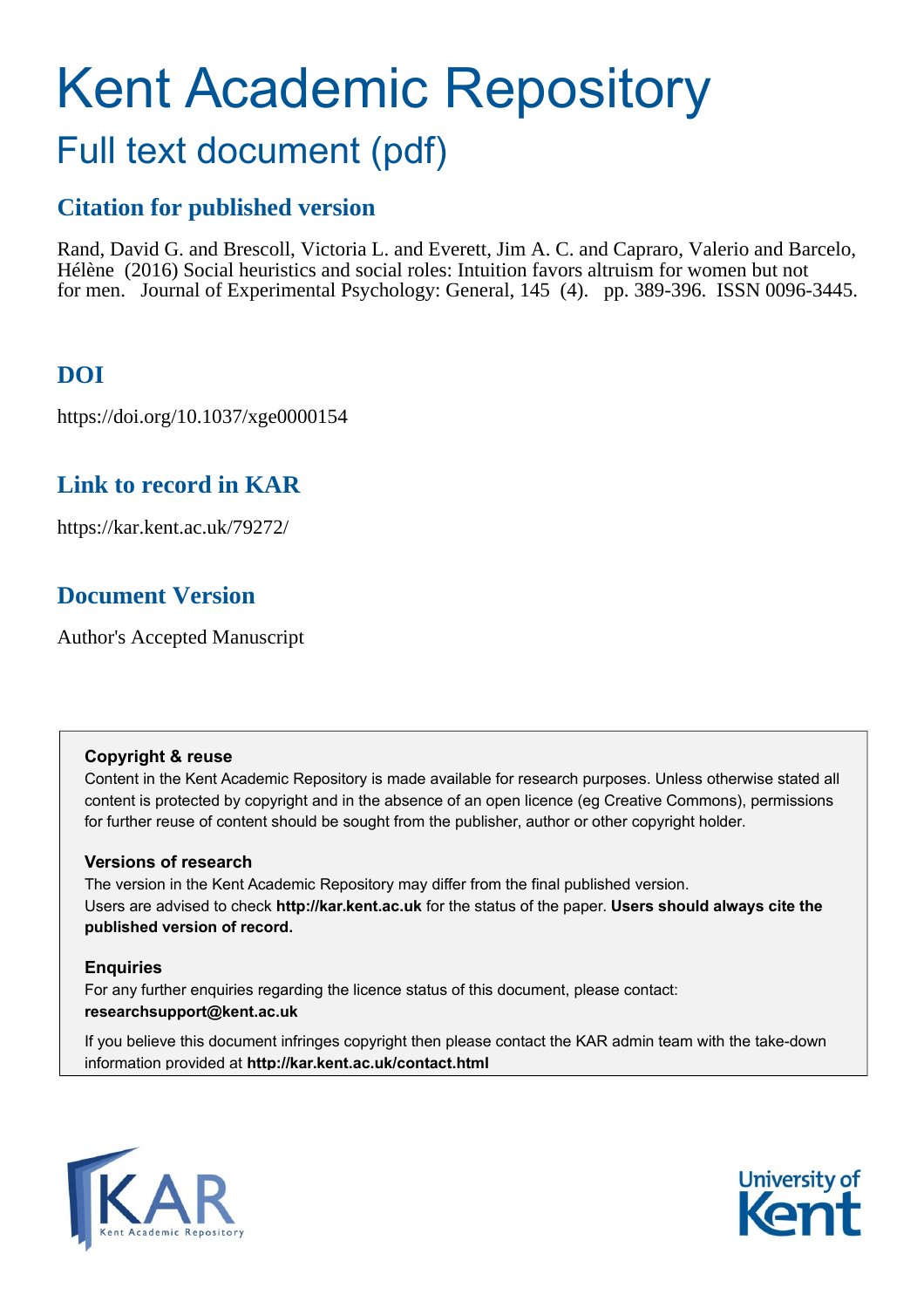# Kent Academic Repository

## Full text document (pdf)

## Citation for published version

Rand, David G. and Brescoll, Victoria L. and Everett, Jim A. C. and Capraro, Valerio and Barcelo, Hélène (2016) Social heuristics and social roles: Intuition favors altruism for women but not for men. Journal of Experimental Psychology: General, 145 (4). pp. 389-396. ISSN 0096-3445.

## DOI

https://doi.org/10.1037/xge0000154

## Link to record in KAR

https://kar.kent.ac.uk/79272/

## Document Version

Author's Accepted Manuscript

**Copyright & reuse**

Content in the Kent Academic Repository is made available for research purposes. Unless otherwise stated all content is protected by copyright and in the absence of an open licence (eg Creative Commons), permissions for further reuse of content should be sought from the publisher, author or other copyright holder.

**Versions of research**

The version in the Kent Academic Repository may differ from the final published version. Users are advised to check **http://kar.kent.ac.uk** for the status of the paper. **Users should always cite the published version of record.**

**Enquiries**

For any further enquiries regarding the licence status of this document, please contact: **researchsupport@kent.ac.uk**

If you believe this document infringes copyright then please contact the KAR admin team with the take-down information provided at **http://kar.kent.ac.uk/contact.html**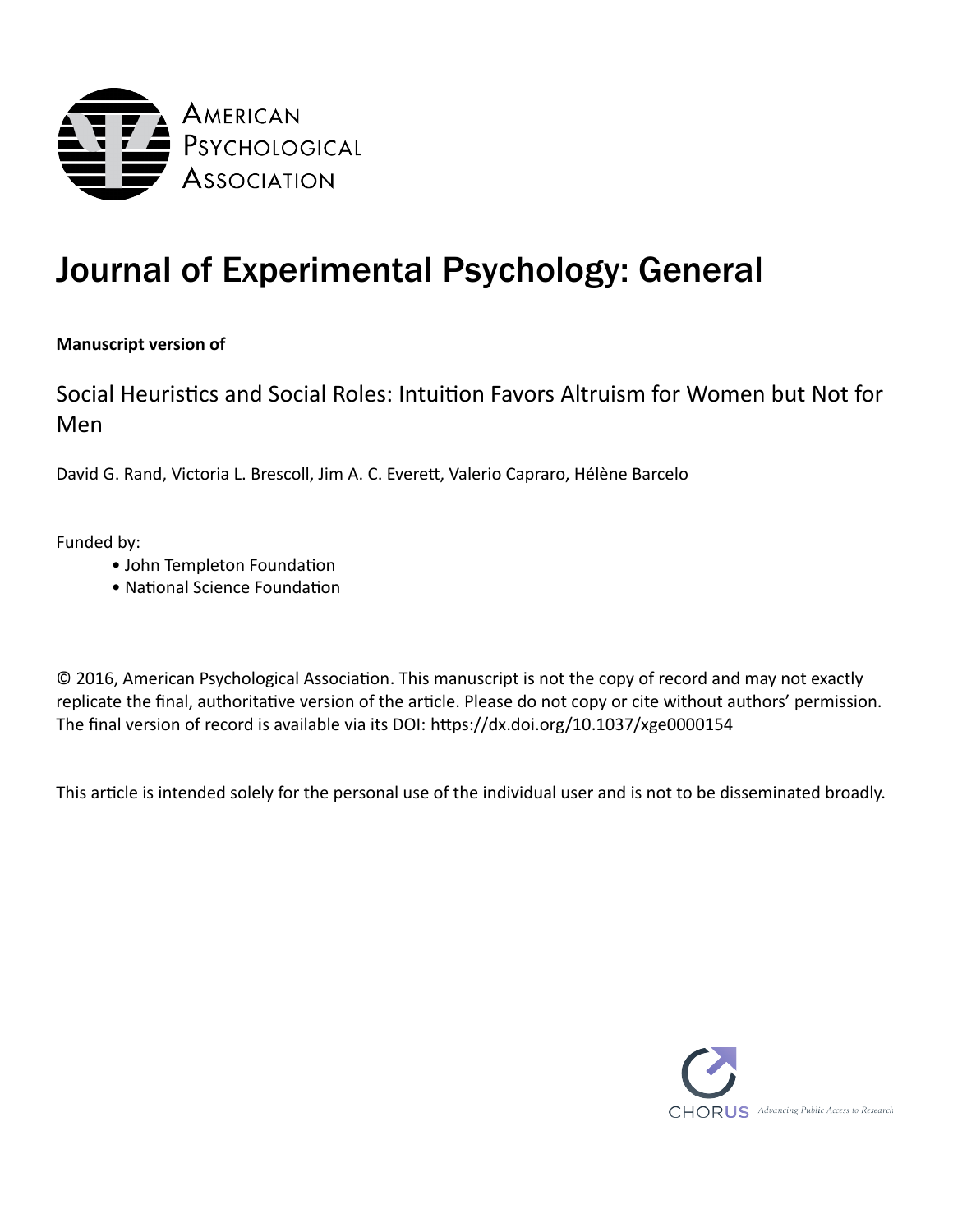AMERICAN PSYCHOLOGICAL ASSOCIATION

# Journal of Experimental Psychology: General

**Manuscript version of**

Social Heuristics and Social Roles: Intuition Favors Altruism for Women but Not for Men

David G. Rand, Victoria L. Brescoll, Jim A. C. Everett, Valerio Capraro, Hélène Barcelo

Funded by:

- John Templeton Foundation
- National Science Foundation

© 2016, American Psychological Association. This manuscript is not the copy of record and may not exactly replicate the final, authoritative version of the article. Please do not copy or cite without authors' permission. The final version of record is available via its DOI: https://dx.doi.org/10.1037/xge0000154

This article is intended solely for the personal use of the individual user and is not to be disseminated broadly.

CHORUS Advancing Public Access to Research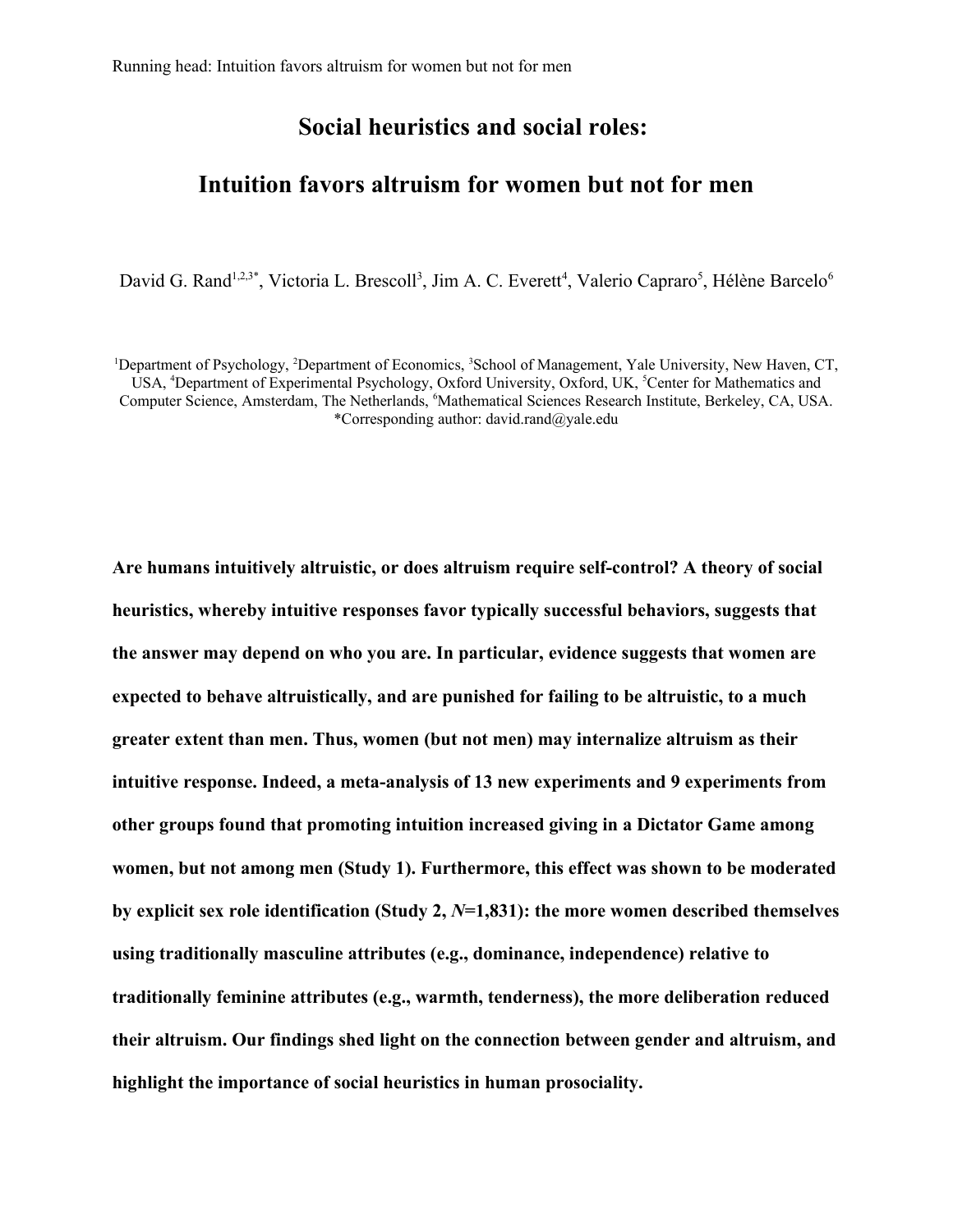# Social heuristics and social roles:

# Intuition favors altruism for women but not for men

David G. Rand[1,2,3*], Victoria L. Brescoll[3], Jim A. C. Everett[4], Valerio Capraro[5], Hélène Barcelo[6]

[1]Department of Psychology, [2]Department of Economics, [3]School of Management, Yale University, New Haven, CT, USA, [4]Department of Experimental Psychology, Oxford University, Oxford, UK, [5]Center for Mathematics and Computer Science, Amsterdam, The Netherlands, [6]Mathematical Sciences Research Institute, Berkeley, CA, USA.
*Corresponding author: david.rand@yale.edu

**Are humans intuitively altruistic, or does altruism require self-control? A theory of social heuristics, whereby intuitive responses favor typically successful behaviors, suggests that the answer may depend on who you are. In particular, evidence suggests that women are expected to behave altruistically, and are punished for failing to be altruistic, to a much greater extent than men. Thus, women (but not men) may internalize altruism as their intuitive response. Indeed, a meta-analysis of 13 new experiments and 9 experiments from other groups found that promoting intuition increased giving in a Dictator Game among women, but not among men (Study 1). Furthermore, this effect was shown to be moderated by explicit sex role identification (Study 2, *N*=1,831): the more women described themselves using traditionally masculine attributes (e.g., dominance, independence) relative to traditionally feminine attributes (e.g., warmth, tenderness), the more deliberation reduced their altruism. Our findings shed light on the connection between gender and altruism, and highlight the importance of social heuristics in human prosociality.**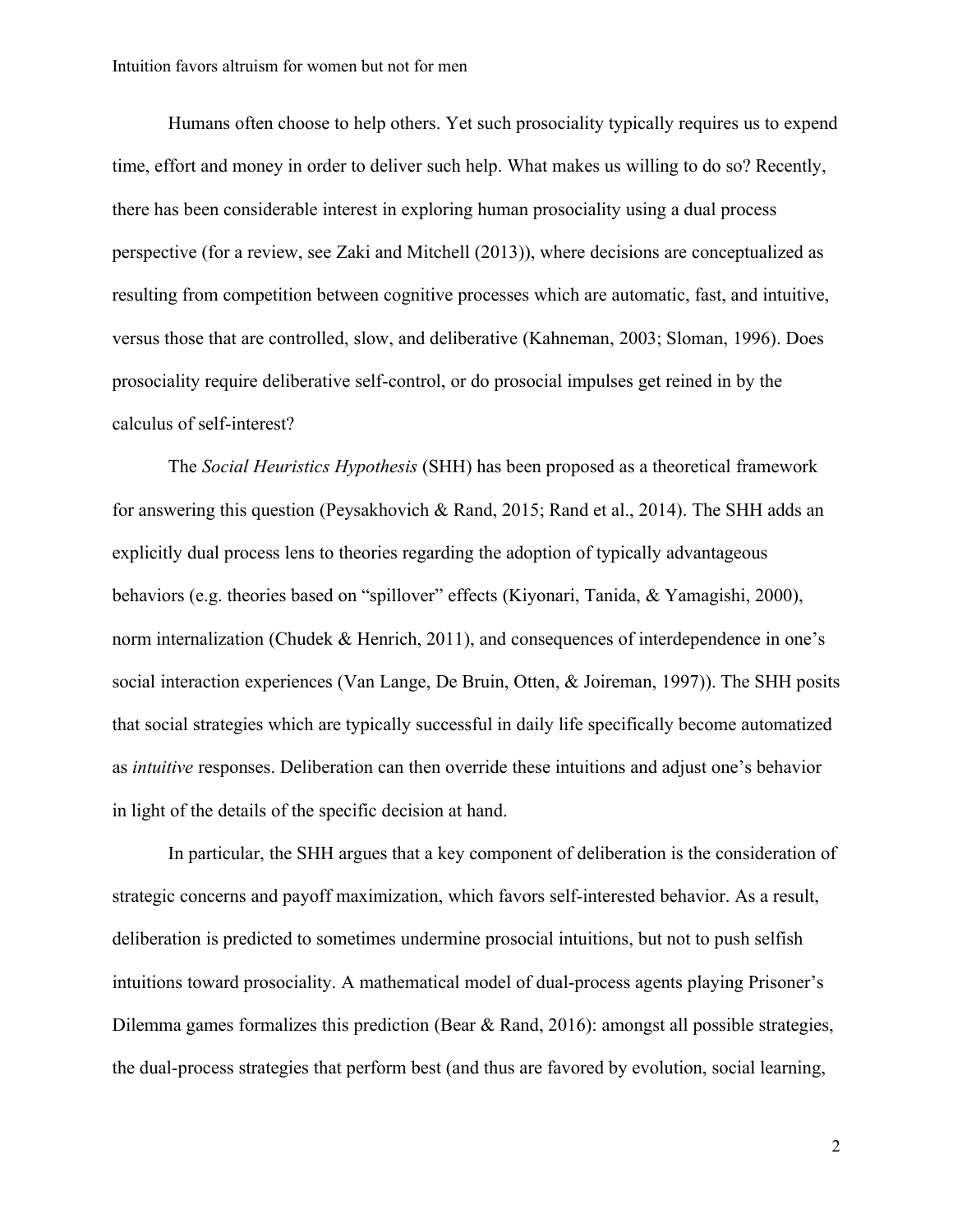Humans often choose to help others. Yet such prosociality typically requires us to expend time, effort and money in order to deliver such help. What makes us willing to do so? Recently, there has been considerable interest in exploring human prosociality using a dual process perspective (for a review, see Zaki and Mitchell (2013)), where decisions are conceptualized as resulting from competition between cognitive processes which are automatic, fast, and intuitive, versus those that are controlled, slow, and deliberative (Kahneman, 2003; Sloman, 1996). Does prosociality require deliberative self-control, or do prosocial impulses get reined in by the calculus of self-interest?

The *Social Heuristics Hypothesis* (SHH) has been proposed as a theoretical framework for answering this question (Peysakhovich & Rand, 2015; Rand et al., 2014). The SHH adds an explicitly dual process lens to theories regarding the adoption of typically advantageous behaviors (e.g. theories based on "spillover" effects (Kiyonari, Tanida, & Yamagishi, 2000), norm internalization (Chudek & Henrich, 2011), and consequences of interdependence in one's social interaction experiences (Van Lange, De Bruin, Otten, & Joireman, 1997)). The SHH posits that social strategies which are typically successful in daily life specifically become automatized as *intuitive* responses. Deliberation can then override these intuitions and adjust one's behavior in light of the details of the specific decision at hand.

In particular, the SHH argues that a key component of deliberation is the consideration of strategic concerns and payoff maximization, which favors self-interested behavior. As a result, deliberation is predicted to sometimes undermine prosocial intuitions, but not to push selfish intuitions toward prosociality. A mathematical model of dual-process agents playing Prisoner's Dilemma games formalizes this prediction (Bear & Rand, 2016): amongst all possible strategies, the dual-process strategies that perform best (and thus are favored by evolution, social learning,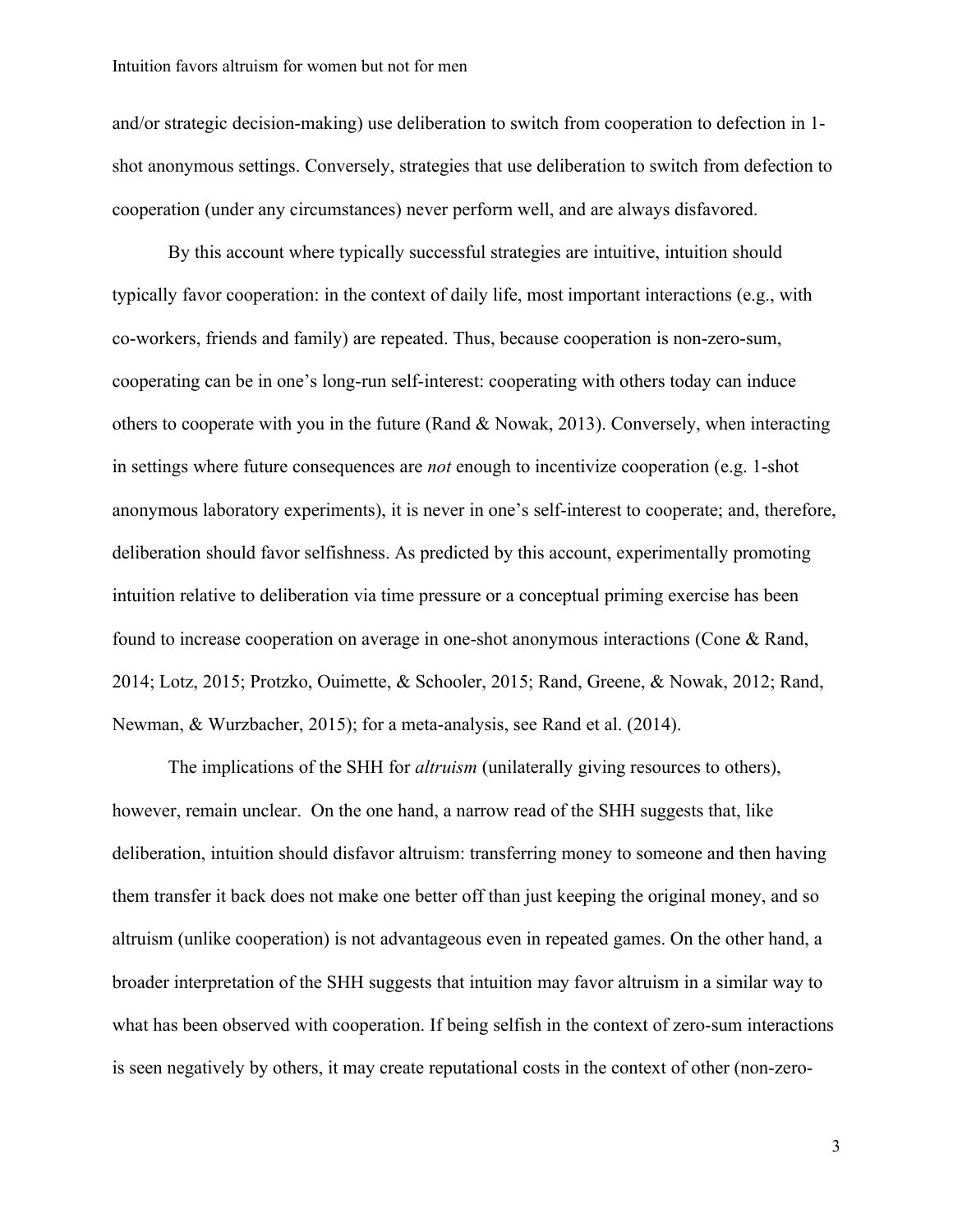and/or strategic decision-making) use deliberation to switch from cooperation to defection in 1-shot anonymous settings. Conversely, strategies that use deliberation to switch from defection to cooperation (under any circumstances) never perform well, and are always disfavored.

By this account where typically successful strategies are intuitive, intuition should typically favor cooperation: in the context of daily life, most important interactions (e.g., with co-workers, friends and family) are repeated. Thus, because cooperation is non-zero-sum, cooperating can be in one's long-run self-interest: cooperating with others today can induce others to cooperate with you in the future (Rand & Nowak, 2013). Conversely, when interacting in settings where future consequences are *not* enough to incentivize cooperation (e.g. 1-shot anonymous laboratory experiments), it is never in one's self-interest to cooperate; and, therefore, deliberation should favor selfishness. As predicted by this account, experimentally promoting intuition relative to deliberation via time pressure or a conceptual priming exercise has been found to increase cooperation on average in one-shot anonymous interactions (Cone & Rand, 2014; Lotz, 2015; Protzko, Ouimette, & Schooler, 2015; Rand, Greene, & Nowak, 2012; Rand, Newman, & Wurzbacher, 2015); for a meta-analysis, see Rand et al. (2014).

The implications of the SHH for *altruism* (unilaterally giving resources to others), however, remain unclear. On the one hand, a narrow read of the SHH suggests that, like deliberation, intuition should disfavor altruism: transferring money to someone and then having them transfer it back does not make one better off than just keeping the original money, and so altruism (unlike cooperation) is not advantageous even in repeated games. On the other hand, a broader interpretation of the SHH suggests that intuition may favor altruism in a similar way to what has been observed with cooperation. If being selfish in the context of zero-sum interactions is seen negatively by others, it may create reputational costs in the context of other (non-zero-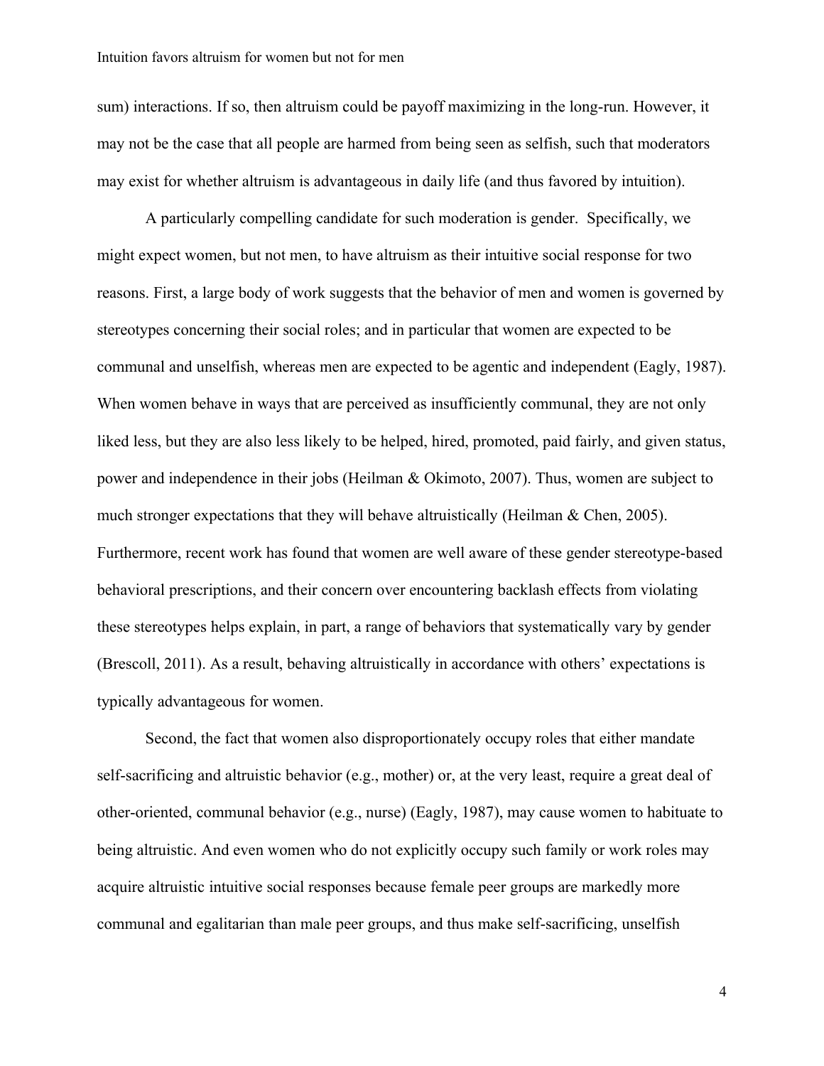sum) interactions. If so, then altruism could be payoff maximizing in the long-run. However, it may not be the case that all people are harmed from being seen as selfish, such that moderators may exist for whether altruism is advantageous in daily life (and thus favored by intuition).

A particularly compelling candidate for such moderation is gender. Specifically, we might expect women, but not men, to have altruism as their intuitive social response for two reasons. First, a large body of work suggests that the behavior of men and women is governed by stereotypes concerning their social roles; and in particular that women are expected to be communal and unselfish, whereas men are expected to be agentic and independent (Eagly, 1987). When women behave in ways that are perceived as insufficiently communal, they are not only liked less, but they are also less likely to be helped, hired, promoted, paid fairly, and given status, power and independence in their jobs (Heilman & Okimoto, 2007). Thus, women are subject to much stronger expectations that they will behave altruistically (Heilman & Chen, 2005). Furthermore, recent work has found that women are well aware of these gender stereotype-based behavioral prescriptions, and their concern over encountering backlash effects from violating these stereotypes helps explain, in part, a range of behaviors that systematically vary by gender (Brescoll, 2011). As a result, behaving altruistically in accordance with others' expectations is typically advantageous for women.

Second, the fact that women also disproportionately occupy roles that either mandate self-sacrificing and altruistic behavior (e.g., mother) or, at the very least, require a great deal of other-oriented, communal behavior (e.g., nurse) (Eagly, 1987), may cause women to habituate to being altruistic. And even women who do not explicitly occupy such family or work roles may acquire altruistic intuitive social responses because female peer groups are markedly more communal and egalitarian than male peer groups, and thus make self-sacrificing, unselfish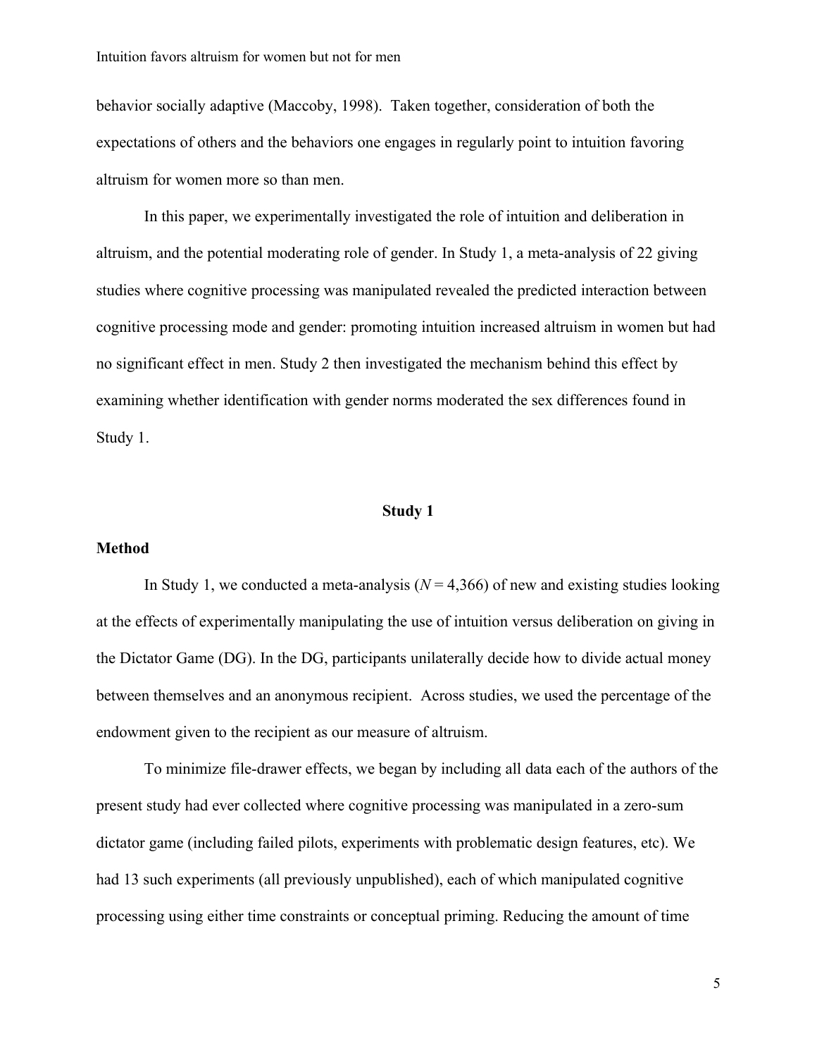behavior socially adaptive (Maccoby, 1998). Taken together, consideration of both the expectations of others and the behaviors one engages in regularly point to intuition favoring altruism for women more so than men.

In this paper, we experimentally investigated the role of intuition and deliberation in altruism, and the potential moderating role of gender. In Study 1, a meta-analysis of 22 giving studies where cognitive processing was manipulated revealed the predicted interaction between cognitive processing mode and gender: promoting intuition increased altruism in women but had no significant effect in men. Study 2 then investigated the mechanism behind this effect by examining whether identification with gender norms moderated the sex differences found in Study 1.

## Study 1

### Method

In Study 1, we conducted a meta-analysis ($N = 4{,}366$) of new and existing studies looking at the effects of experimentally manipulating the use of intuition versus deliberation on giving in the Dictator Game (DG). In the DG, participants unilaterally decide how to divide actual money between themselves and an anonymous recipient. Across studies, we used the percentage of the endowment given to the recipient as our measure of altruism.

To minimize file-drawer effects, we began by including all data each of the authors of the present study had ever collected where cognitive processing was manipulated in a zero-sum dictator game (including failed pilots, experiments with problematic design features, etc). We had 13 such experiments (all previously unpublished), each of which manipulated cognitive processing using either time constraints or conceptual priming. Reducing the amount of time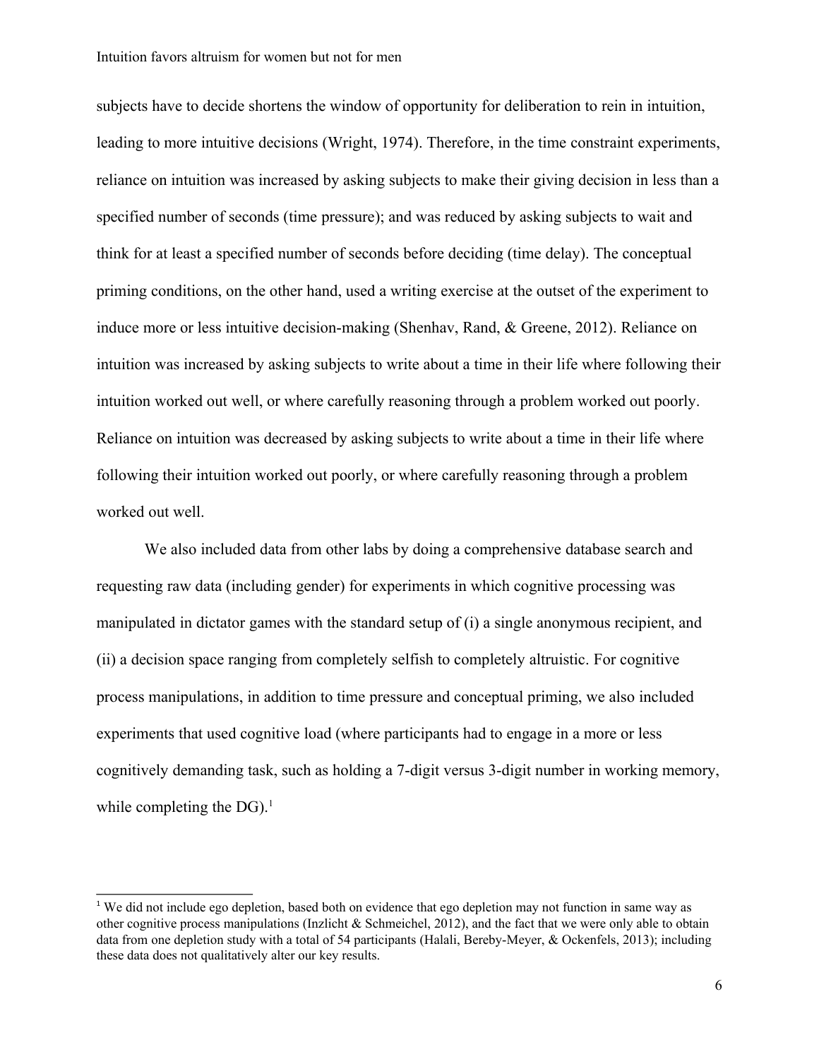subjects have to decide shortens the window of opportunity for deliberation to rein in intuition, leading to more intuitive decisions (Wright, 1974). Therefore, in the time constraint experiments, reliance on intuition was increased by asking subjects to make their giving decision in less than a specified number of seconds (time pressure); and was reduced by asking subjects to wait and think for at least a specified number of seconds before deciding (time delay). The conceptual priming conditions, on the other hand, used a writing exercise at the outset of the experiment to induce more or less intuitive decision-making (Shenhav, Rand, & Greene, 2012). Reliance on intuition was increased by asking subjects to write about a time in their life where following their intuition worked out well, or where carefully reasoning through a problem worked out poorly. Reliance on intuition was decreased by asking subjects to write about a time in their life where following their intuition worked out poorly, or where carefully reasoning through a problem worked out well.

We also included data from other labs by doing a comprehensive database search and requesting raw data (including gender) for experiments in which cognitive processing was manipulated in dictator games with the standard setup of (i) a single anonymous recipient, and (ii) a decision space ranging from completely selfish to completely altruistic. For cognitive process manipulations, in addition to time pressure and conceptual priming, we also included experiments that used cognitive load (where participants had to engage in a more or less cognitively demanding task, such as holding a 7-digit versus 3-digit number in working memory, while completing the DG).[1]

[1] We did not include ego depletion, based both on evidence that ego depletion may not function in same way as other cognitive process manipulations (Inzlicht & Schmeichel, 2012), and the fact that we were only able to obtain data from one depletion study with a total of 54 participants (Halali, Bereby-Meyer, & Ockenfels, 2013); including these data does not qualitatively alter our key results.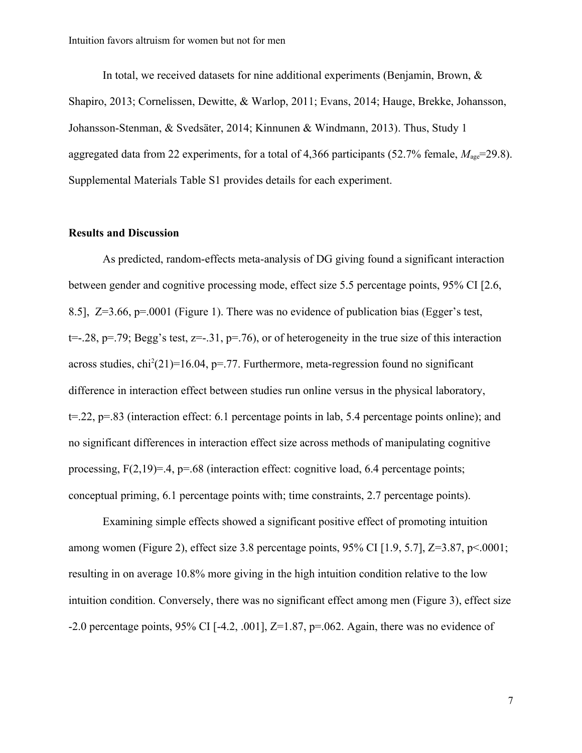In total, we received datasets for nine additional experiments (Benjamin, Brown, & Shapiro, 2013; Cornelissen, Dewitte, & Warlop, 2011; Evans, 2014; Hauge, Brekke, Johansson, Johansson-Stenman, & Svedsäter, 2014; Kinnunen & Windmann, 2013). Thus, Study 1 aggregated data from 22 experiments, for a total of 4,366 participants (52.7% female, $M_{age}$=29.8). Supplemental Materials Table S1 provides details for each experiment.

## Results and Discussion

As predicted, random-effects meta-analysis of DG giving found a significant interaction between gender and cognitive processing mode, effect size 5.5 percentage points, 95% CI [2.6, 8.5], Z=3.66, p=.0001 (Figure 1). There was no evidence of publication bias (Egger's test, t=-.28, p=.79; Begg's test, z=-.31, p=.76), or of heterogeneity in the true size of this interaction across studies, $chi^2(21)$=16.04, p=.77. Furthermore, meta-regression found no significant difference in interaction effect between studies run online versus in the physical laboratory, t=.22, p=.83 (interaction effect: 6.1 percentage points in lab, 5.4 percentage points online); and no significant differences in interaction effect size across methods of manipulating cognitive processing, F(2,19)=.4, p=.68 (interaction effect: cognitive load, 6.4 percentage points; conceptual priming, 6.1 percentage points with; time constraints, 2.7 percentage points).

Examining simple effects showed a significant positive effect of promoting intuition among women (Figure 2), effect size 3.8 percentage points, 95% CI [1.9, 5.7], Z=3.87, p<.0001; resulting in on average 10.8% more giving in the high intuition condition relative to the low intuition condition. Conversely, there was no significant effect among men (Figure 3), effect size -2.0 percentage points, 95% CI [-4.2, .001], Z=1.87, p=.062. Again, there was no evidence of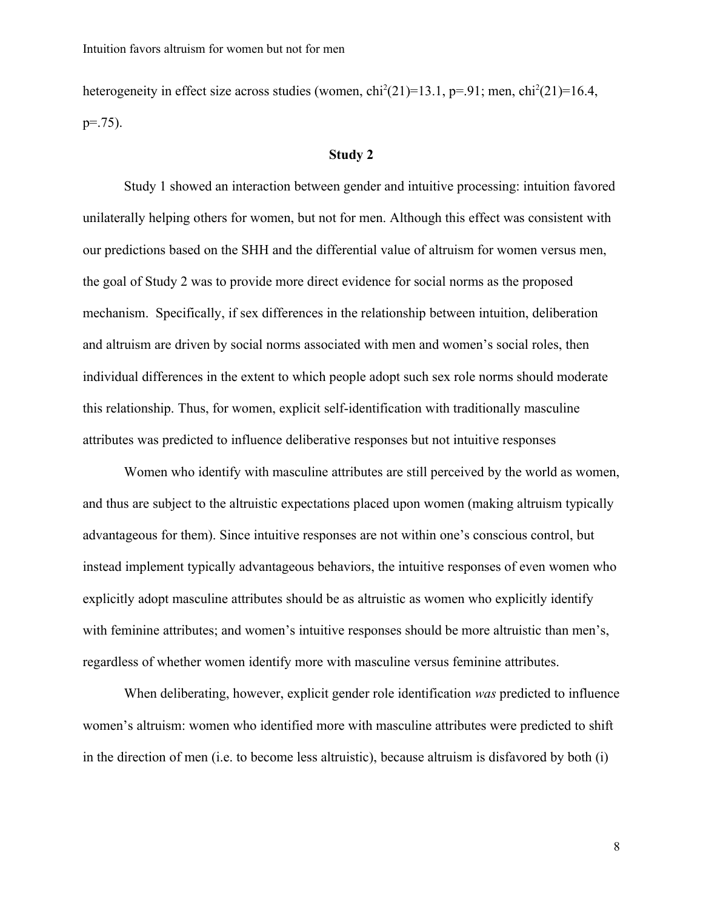heterogeneity in effect size across studies (women, $chi^2(21)=13.1$, $p=.91$; men, $chi^2(21)=16.4$, $p=.75$).

## Study 2

Study 1 showed an interaction between gender and intuitive processing: intuition favored unilaterally helping others for women, but not for men. Although this effect was consistent with our predictions based on the SHH and the differential value of altruism for women versus men, the goal of Study 2 was to provide more direct evidence for social norms as the proposed mechanism. Specifically, if sex differences in the relationship between intuition, deliberation and altruism are driven by social norms associated with men and women's social roles, then individual differences in the extent to which people adopt such sex role norms should moderate this relationship. Thus, for women, explicit self-identification with traditionally masculine attributes was predicted to influence deliberative responses but not intuitive responses

Women who identify with masculine attributes are still perceived by the world as women, and thus are subject to the altruistic expectations placed upon women (making altruism typically advantageous for them). Since intuitive responses are not within one's conscious control, but instead implement typically advantageous behaviors, the intuitive responses of even women who explicitly adopt masculine attributes should be as altruistic as women who explicitly identify with feminine attributes; and women's intuitive responses should be more altruistic than men's, regardless of whether women identify more with masculine versus feminine attributes.

When deliberating, however, explicit gender role identification *was* predicted to influence women's altruism: women who identified more with masculine attributes were predicted to shift in the direction of men (i.e. to become less altruistic), because altruism is disfavored by both (i)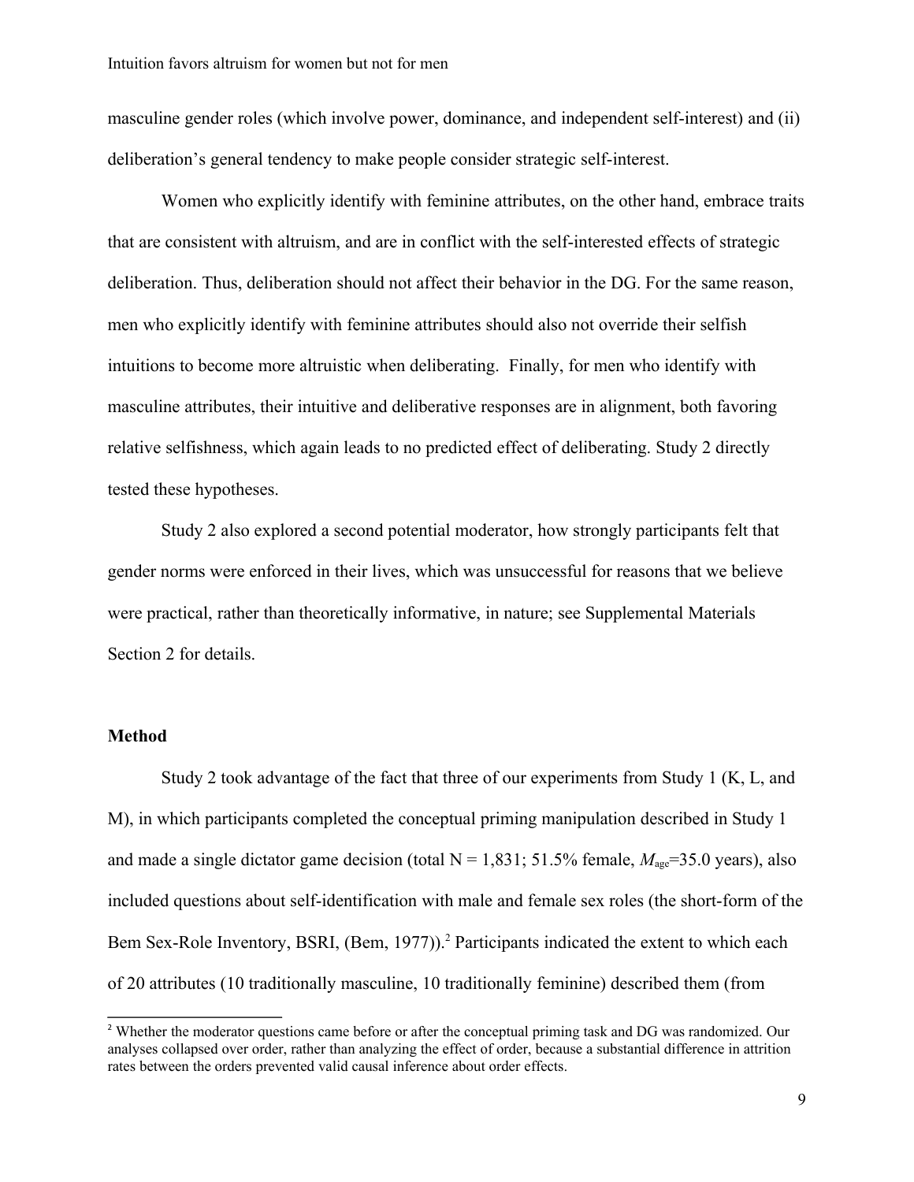masculine gender roles (which involve power, dominance, and independent self-interest) and (ii) deliberation's general tendency to make people consider strategic self-interest.

Women who explicitly identify with feminine attributes, on the other hand, embrace traits that are consistent with altruism, and are in conflict with the self-interested effects of strategic deliberation. Thus, deliberation should not affect their behavior in the DG. For the same reason, men who explicitly identify with feminine attributes should also not override their selfish intuitions to become more altruistic when deliberating. Finally, for men who identify with masculine attributes, their intuitive and deliberative responses are in alignment, both favoring relative selfishness, which again leads to no predicted effect of deliberating. Study 2 directly tested these hypotheses.

Study 2 also explored a second potential moderator, how strongly participants felt that gender norms were enforced in their lives, which was unsuccessful for reasons that we believe were practical, rather than theoretically informative, in nature; see Supplemental Materials Section 2 for details.

### Method

Study 2 took advantage of the fact that three of our experiments from Study 1 (K, L, and M), in which participants completed the conceptual priming manipulation described in Study 1 and made a single dictator game decision (total N = 1,831; 51.5% female, $M_{age}$=35.0 years), also included questions about self-identification with male and female sex roles (the short-form of the Bem Sex-Role Inventory, BSRI, (Bem, 1977)).[2] Participants indicated the extent to which each of 20 attributes (10 traditionally masculine, 10 traditionally feminine) described them (from

[2] Whether the moderator questions came before or after the conceptual priming task and DG was randomized. Our analyses collapsed over order, rather than analyzing the effect of order, because a substantial difference in attrition rates between the orders prevented valid causal inference about order effects.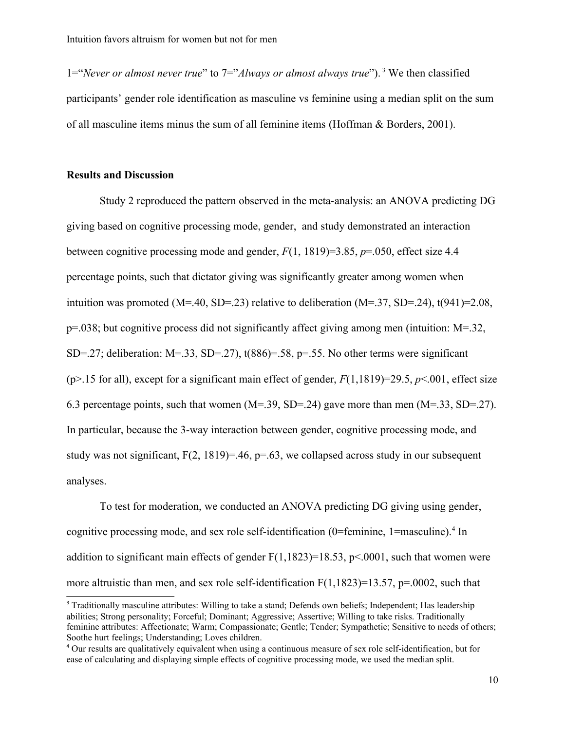1="*Never or almost never true*" to 7="*Always or almost always true*").[3] We then classified participants' gender role identification as masculine vs feminine using a median split on the sum of all masculine items minus the sum of all feminine items (Hoffman & Borders, 2001).

**Results and Discussion**

Study 2 reproduced the pattern observed in the meta-analysis: an ANOVA predicting DG giving based on cognitive processing mode, gender, and study demonstrated an interaction between cognitive processing mode and gender, $F(1, 1819)=3.85$, $p=.050$, effect size 4.4 percentage points, such that dictator giving was significantly greater among women when intuition was promoted (M=.40, SD=.23) relative to deliberation (M=.37, SD=.24), $t(941)=2.08$, $p=.038$; but cognitive process did not significantly affect giving among men (intuition: M=.32, SD=.27; deliberation: M=.33, SD=.27), $t(886)=.58$, $p=.55$. No other terms were significant ($p>.15$ for all), except for a significant main effect of gender, $F(1,1819)=29.5$, $p<.001$, effect size 6.3 percentage points, such that women (M=.39, SD=.24) gave more than men (M=.33, SD=.27). In particular, because the 3-way interaction between gender, cognitive processing mode, and study was not significant, $F(2, 1819)=.46$, $p=.63$, we collapsed across study in our subsequent analyses.

To test for moderation, we conducted an ANOVA predicting DG giving using gender, cognitive processing mode, and sex role self-identification (0=feminine, 1=masculine).[4] In addition to significant main effects of gender $F(1,1823)=18.53$, $p<.0001$, such that women were more altruistic than men, and sex role self-identification $F(1,1823)=13.57$, $p=.0002$, such that

[3] Traditionally masculine attributes: Willing to take a stand; Defends own beliefs; Independent; Has leadership abilities; Strong personality; Forceful; Dominant; Aggressive; Assertive; Willing to take risks. Traditionally feminine attributes: Affectionate; Warm; Compassionate; Gentle; Tender; Sympathetic; Sensitive to needs of others; Soothe hurt feelings; Understanding; Loves children.

[4] Our results are qualitatively equivalent when using a continuous measure of sex role self-identification, but for ease of calculating and displaying simple effects of cognitive processing mode, we used the median split.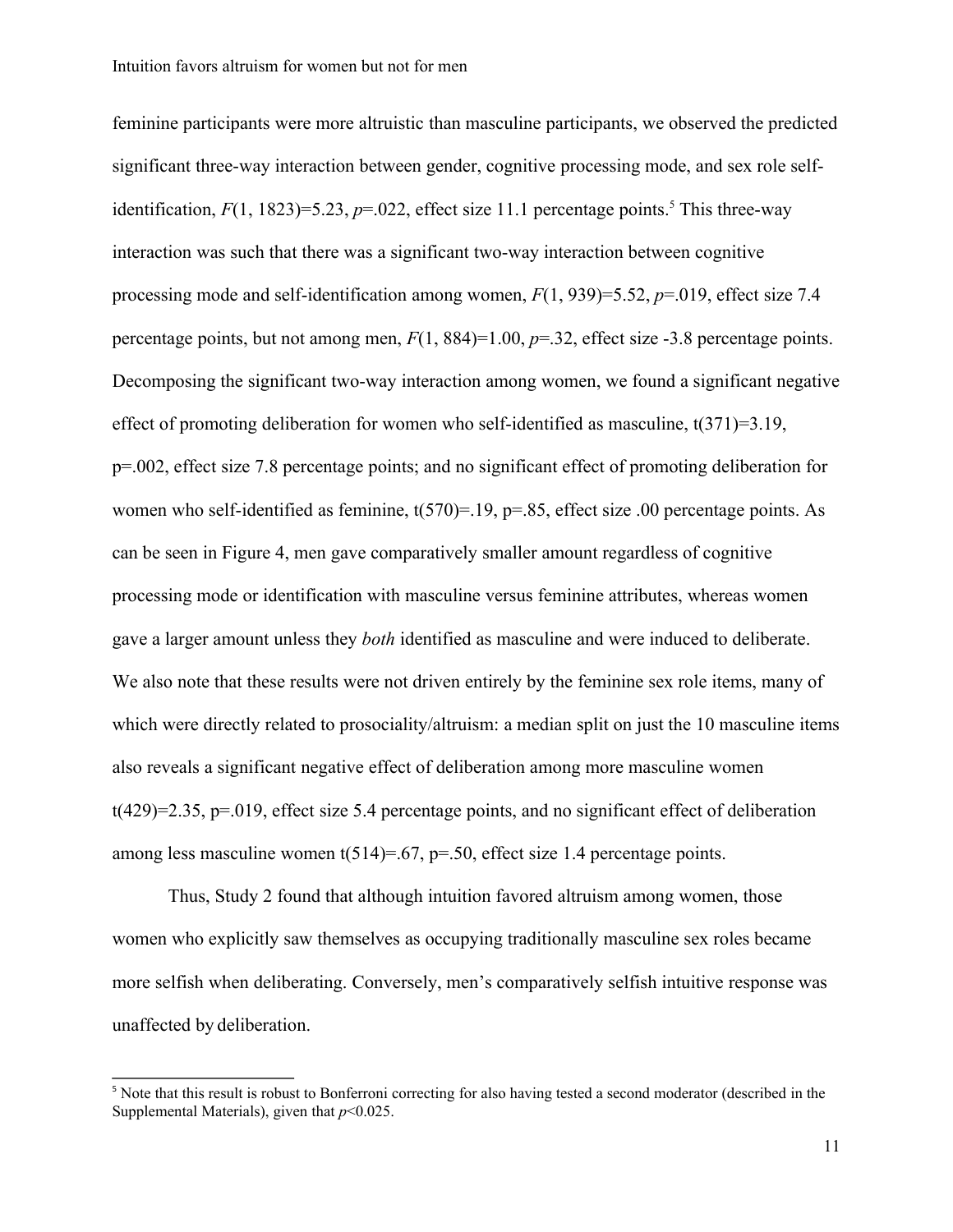feminine participants were more altruistic than masculine participants, we observed the predicted significant three-way interaction between gender, cognitive processing mode, and sex role self-identification, $F(1, 1823)=5.23$, $p=.022$, effect size 11.1 percentage points.[5] This three-way interaction was such that there was a significant two-way interaction between cognitive processing mode and self-identification among women, $F(1, 939)=5.52$, $p=.019$, effect size 7.4 percentage points, but not among men, $F(1, 884)=1.00$, $p=.32$, effect size -3.8 percentage points. Decomposing the significant two-way interaction among women, we found a significant negative effect of promoting deliberation for women who self-identified as masculine, $t(371)=3.19$, $p=.002$, effect size 7.8 percentage points; and no significant effect of promoting deliberation for women who self-identified as feminine, $t(570)=.19$, $p=.85$, effect size .00 percentage points. As can be seen in Figure 4, men gave comparatively smaller amount regardless of cognitive processing mode or identification with masculine versus feminine attributes, whereas women gave a larger amount unless they *both* identified as masculine and were induced to deliberate. We also note that these results were not driven entirely by the feminine sex role items, many of which were directly related to prosociality/altruism: a median split on just the 10 masculine items also reveals a significant negative effect of deliberation among more masculine women $t(429)=2.35$, $p=.019$, effect size 5.4 percentage points, and no significant effect of deliberation among less masculine women $t(514)=.67$, $p=.50$, effect size 1.4 percentage points.

Thus, Study 2 found that although intuition favored altruism among women, those women who explicitly saw themselves as occupying traditionally masculine sex roles became more selfish when deliberating. Conversely, men's comparatively selfish intuitive response was unaffected by deliberation.

[5] Note that this result is robust to Bonferroni correcting for also having tested a second moderator (described in the Supplemental Materials), given that $p<0.025$.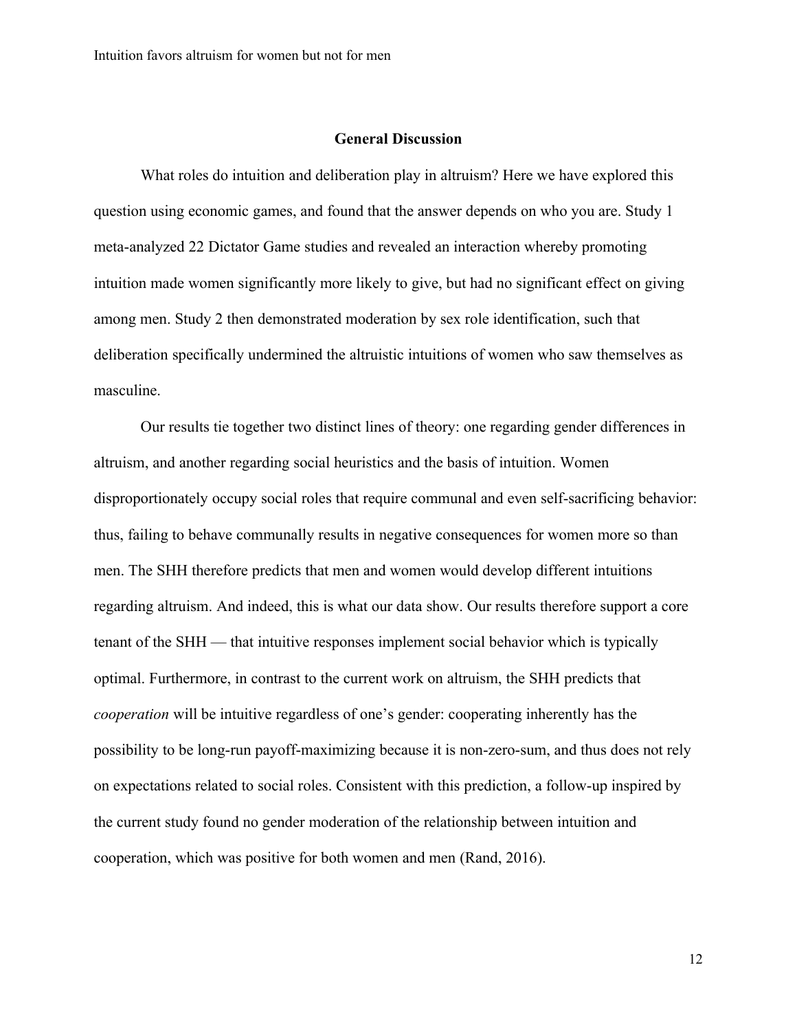## General Discussion

What roles do intuition and deliberation play in altruism? Here we have explored this question using economic games, and found that the answer depends on who you are. Study 1 meta-analyzed 22 Dictator Game studies and revealed an interaction whereby promoting intuition made women significantly more likely to give, but had no significant effect on giving among men. Study 2 then demonstrated moderation by sex role identification, such that deliberation specifically undermined the altruistic intuitions of women who saw themselves as masculine.

Our results tie together two distinct lines of theory: one regarding gender differences in altruism, and another regarding social heuristics and the basis of intuition. Women disproportionately occupy social roles that require communal and even self-sacrificing behavior: thus, failing to behave communally results in negative consequences for women more so than men. The SHH therefore predicts that men and women would develop different intuitions regarding altruism. And indeed, this is what our data show. Our results therefore support a core tenant of the SHH — that intuitive responses implement social behavior which is typically optimal. Furthermore, in contrast to the current work on altruism, the SHH predicts that *cooperation* will be intuitive regardless of one's gender: cooperating inherently has the possibility to be long-run payoff-maximizing because it is non-zero-sum, and thus does not rely on expectations related to social roles. Consistent with this prediction, a follow-up inspired by the current study found no gender moderation of the relationship between intuition and cooperation, which was positive for both women and men (Rand, 2016).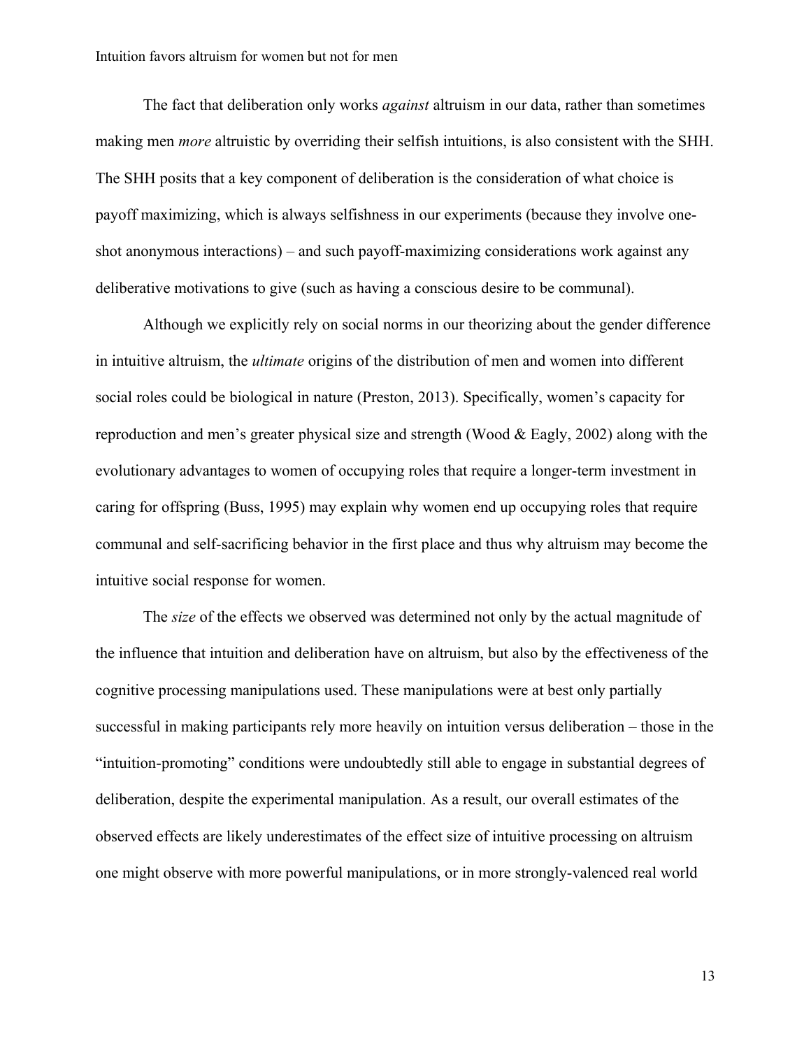The fact that deliberation only works *against* altruism in our data, rather than sometimes making men *more* altruistic by overriding their selfish intuitions, is also consistent with the SHH. The SHH posits that a key component of deliberation is the consideration of what choice is payoff maximizing, which is always selfishness in our experiments (because they involve one-shot anonymous interactions) – and such payoff-maximizing considerations work against any deliberative motivations to give (such as having a conscious desire to be communal).

Although we explicitly rely on social norms in our theorizing about the gender difference in intuitive altruism, the *ultimate* origins of the distribution of men and women into different social roles could be biological in nature (Preston, 2013). Specifically, women's capacity for reproduction and men's greater physical size and strength (Wood & Eagly, 2002) along with the evolutionary advantages to women of occupying roles that require a longer-term investment in caring for offspring (Buss, 1995) may explain why women end up occupying roles that require communal and self-sacrificing behavior in the first place and thus why altruism may become the intuitive social response for women.

The *size* of the effects we observed was determined not only by the actual magnitude of the influence that intuition and deliberation have on altruism, but also by the effectiveness of the cognitive processing manipulations used. These manipulations were at best only partially successful in making participants rely more heavily on intuition versus deliberation – those in the "intuition-promoting" conditions were undoubtedly still able to engage in substantial degrees of deliberation, despite the experimental manipulation. As a result, our overall estimates of the observed effects are likely underestimates of the effect size of intuitive processing on altruism one might observe with more powerful manipulations, or in more strongly-valenced real world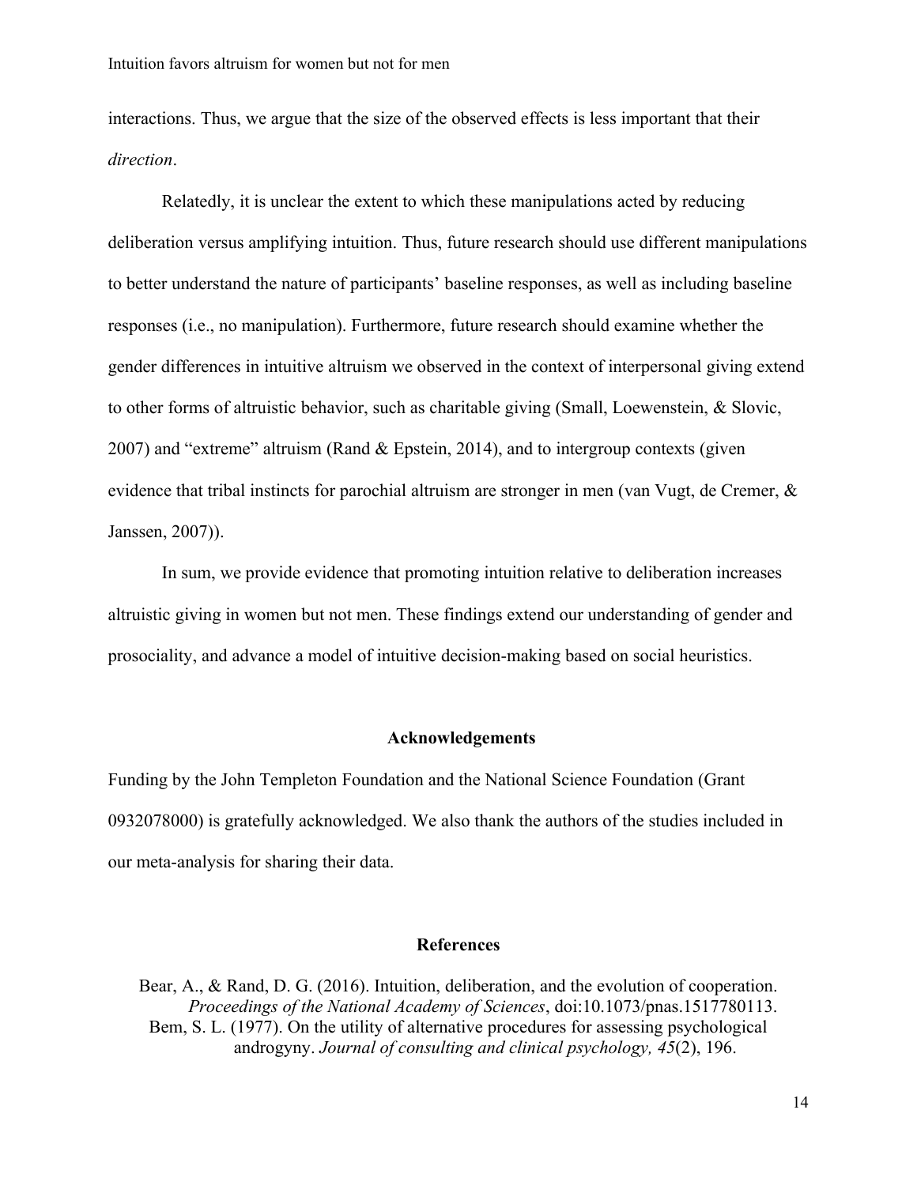interactions. Thus, we argue that the size of the observed effects is less important that their *direction*.

Relatedly, it is unclear the extent to which these manipulations acted by reducing deliberation versus amplifying intuition. Thus, future research should use different manipulations to better understand the nature of participants' baseline responses, as well as including baseline responses (i.e., no manipulation). Furthermore, future research should examine whether the gender differences in intuitive altruism we observed in the context of interpersonal giving extend to other forms of altruistic behavior, such as charitable giving (Small, Loewenstein, & Slovic, 2007) and "extreme" altruism (Rand & Epstein, 2014), and to intergroup contexts (given evidence that tribal instincts for parochial altruism are stronger in men (van Vugt, de Cremer, & Janssen, 2007)).

In sum, we provide evidence that promoting intuition relative to deliberation increases altruistic giving in women but not men. These findings extend our understanding of gender and prosociality, and advance a model of intuitive decision-making based on social heuristics.

## Acknowledgements

Funding by the John Templeton Foundation and the National Science Foundation (Grant 0932078000) is gratefully acknowledged. We also thank the authors of the studies included in our meta-analysis for sharing their data.

## References

Bear, A., & Rand, D. G. (2016). Intuition, deliberation, and the evolution of cooperation. *Proceedings of the National Academy of Sciences*, doi:10.1073/pnas.1517780113.

Bem, S. L. (1977). On the utility of alternative procedures for assessing psychological androgyny. *Journal of consulting and clinical psychology, 45*(2), 196.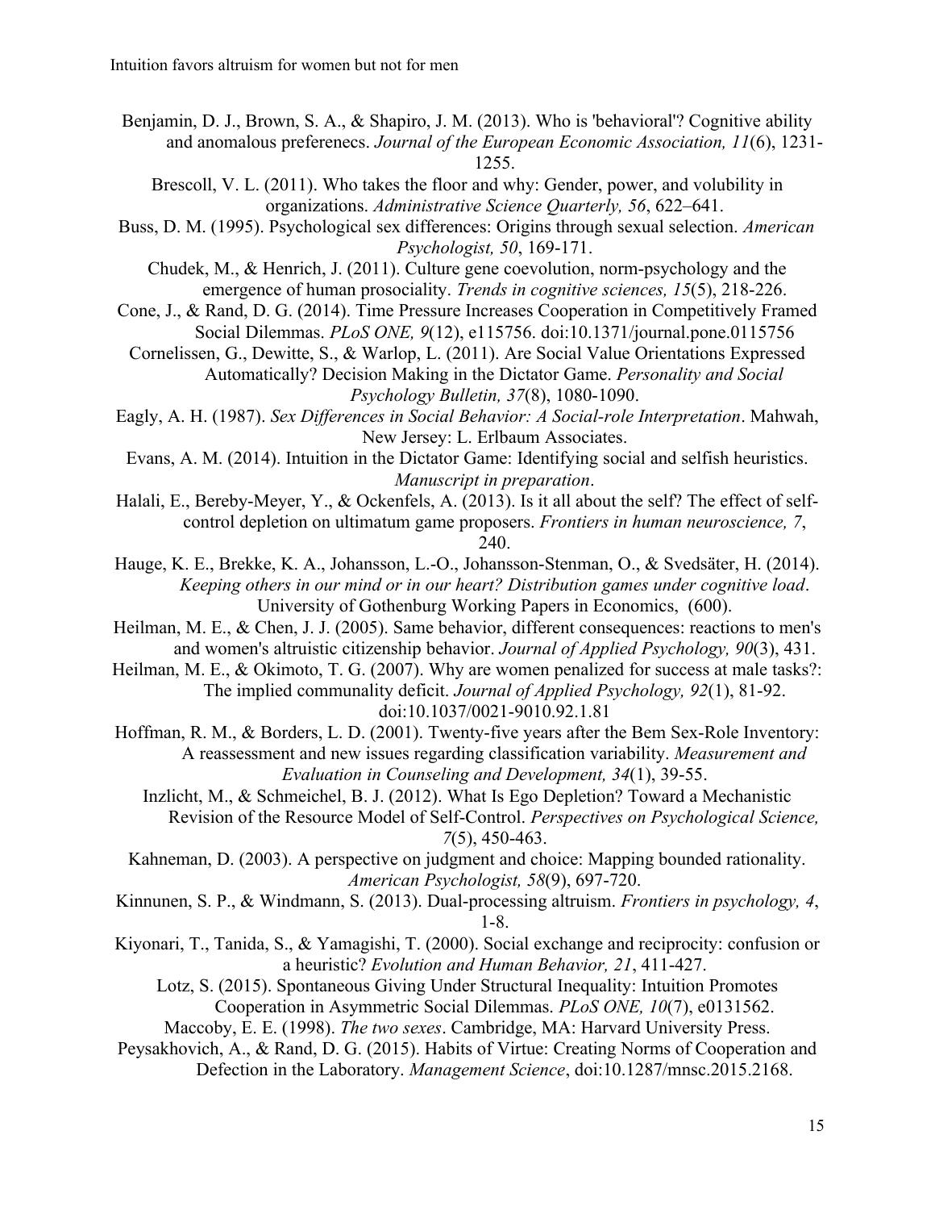Benjamin, D. J., Brown, S. A., & Shapiro, J. M. (2013). Who is 'behavioral'? Cognitive ability and anomalous preferenecs. *Journal of the European Economic Association, 11*(6), 1231-1255.

Brescoll, V. L. (2011). Who takes the floor and why: Gender, power, and volubility in organizations. *Administrative Science Quarterly, 56*, 622–641.

Buss, D. M. (1995). Psychological sex differences: Origins through sexual selection. *American Psychologist, 50*, 169-171.

Chudek, M., & Henrich, J. (2011). Culture gene coevolution, norm-psychology and the emergence of human prosociality. *Trends in cognitive sciences, 15*(5), 218-226.

Cone, J., & Rand, D. G. (2014). Time Pressure Increases Cooperation in Competitively Framed Social Dilemmas. *PLoS ONE, 9*(12), e115756. doi:10.1371/journal.pone.0115756

Cornelissen, G., Dewitte, S., & Warlop, L. (2011). Are Social Value Orientations Expressed Automatically? Decision Making in the Dictator Game. *Personality and Social Psychology Bulletin, 37*(8), 1080-1090.

Eagly, A. H. (1987). *Sex Differences in Social Behavior: A Social-role Interpretation*. Mahwah, New Jersey: L. Erlbaum Associates.

Evans, A. M. (2014). Intuition in the Dictator Game: Identifying social and selfish heuristics. *Manuscript in preparation*.

Halali, E., Bereby-Meyer, Y., & Ockenfels, A. (2013). Is it all about the self? The effect of self-control depletion on ultimatum game proposers. *Frontiers in human neuroscience, 7*, 240.

Hauge, K. E., Brekke, K. A., Johansson, L.-O., Johansson-Stenman, O., & Svedsäter, H. (2014). *Keeping others in our mind or in our heart? Distribution games under cognitive load*. University of Gothenburg Working Papers in Economics, (600).

Heilman, M. E., & Chen, J. J. (2005). Same behavior, different consequences: reactions to men's and women's altruistic citizenship behavior. *Journal of Applied Psychology, 90*(3), 431.

Heilman, M. E., & Okimoto, T. G. (2007). Why are women penalized for success at male tasks?: The implied communality deficit. *Journal of Applied Psychology, 92*(1), 81-92. doi:10.1037/0021-9010.92.1.81

Hoffman, R. M., & Borders, L. D. (2001). Twenty-five years after the Bem Sex-Role Inventory: A reassessment and new issues regarding classification variability. *Measurement and Evaluation in Counseling and Development, 34*(1), 39-55.

Inzlicht, M., & Schmeichel, B. J. (2012). What Is Ego Depletion? Toward a Mechanistic Revision of the Resource Model of Self-Control. *Perspectives on Psychological Science, 7*(5), 450-463.

Kahneman, D. (2003). A perspective on judgment and choice: Mapping bounded rationality. *American Psychologist, 58*(9), 697-720.

Kinnunen, S. P., & Windmann, S. (2013). Dual-processing altruism. *Frontiers in psychology, 4*, 1-8.

Kiyonari, T., Tanida, S., & Yamagishi, T. (2000). Social exchange and reciprocity: confusion or a heuristic? *Evolution and Human Behavior, 21*, 411-427.

Lotz, S. (2015). Spontaneous Giving Under Structural Inequality: Intuition Promotes Cooperation in Asymmetric Social Dilemmas. *PLoS ONE, 10*(7), e0131562.

Maccoby, E. E. (1998). *The two sexes*. Cambridge, MA: Harvard University Press.

Peysakhovich, A., & Rand, D. G. (2015). Habits of Virtue: Creating Norms of Cooperation and Defection in the Laboratory. *Management Science*, doi:10.1287/mnsc.2015.2168.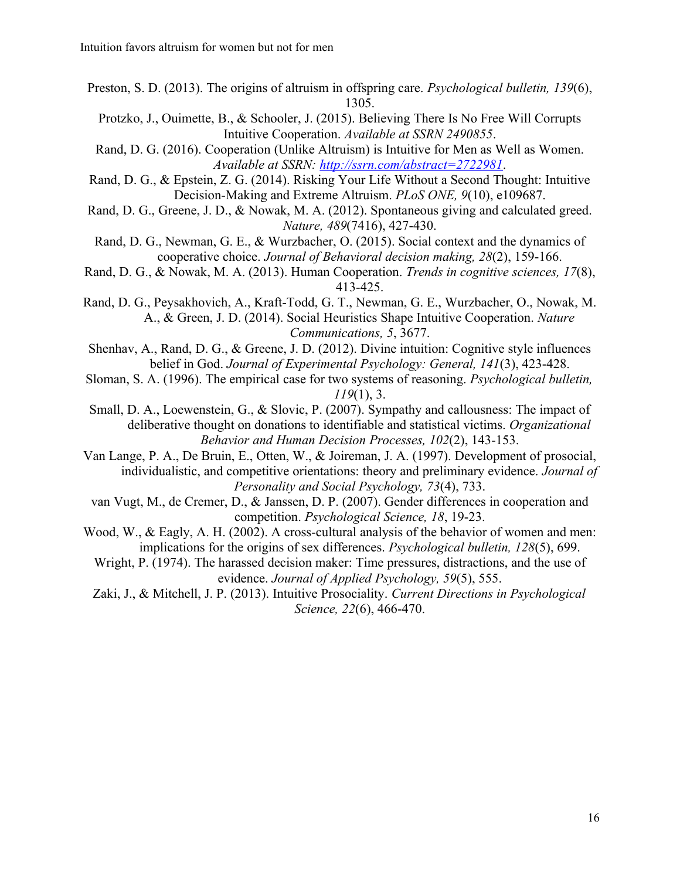Preston, S. D. (2013). The origins of altruism in offspring care. *Psychological bulletin, 139*(6), 1305.

Protzko, J., Ouimette, B., & Schooler, J. (2015). Believing There Is No Free Will Corrupts Intuitive Cooperation. *Available at SSRN 2490855*.

Rand, D. G. (2016). Cooperation (Unlike Altruism) is Intuitive for Men as Well as Women. *Available at SSRN: http://ssrn.com/abstract=2722981*.

Rand, D. G., & Epstein, Z. G. (2014). Risking Your Life Without a Second Thought: Intuitive Decision-Making and Extreme Altruism. *PLoS ONE, 9*(10), e109687.

Rand, D. G., Greene, J. D., & Nowak, M. A. (2012). Spontaneous giving and calculated greed. *Nature, 489*(7416), 427-430.

Rand, D. G., Newman, G. E., & Wurzbacher, O. (2015). Social context and the dynamics of cooperative choice. *Journal of Behavioral decision making, 28*(2), 159-166.

Rand, D. G., & Nowak, M. A. (2013). Human Cooperation. *Trends in cognitive sciences, 17*(8), 413-425.

Rand, D. G., Peysakhovich, A., Kraft-Todd, G. T., Newman, G. E., Wurzbacher, O., Nowak, M. A., & Green, J. D. (2014). Social Heuristics Shape Intuitive Cooperation. *Nature Communications, 5*, 3677.

Shenhav, A., Rand, D. G., & Greene, J. D. (2012). Divine intuition: Cognitive style influences belief in God. *Journal of Experimental Psychology: General, 141*(3), 423-428.

Sloman, S. A. (1996). The empirical case for two systems of reasoning. *Psychological bulletin, 119*(1), 3.

Small, D. A., Loewenstein, G., & Slovic, P. (2007). Sympathy and callousness: The impact of deliberative thought on donations to identifiable and statistical victims. *Organizational Behavior and Human Decision Processes, 102*(2), 143-153.

Van Lange, P. A., De Bruin, E., Otten, W., & Joireman, J. A. (1997). Development of prosocial, individualistic, and competitive orientations: theory and preliminary evidence. *Journal of Personality and Social Psychology, 73*(4), 733.

van Vugt, M., de Cremer, D., & Janssen, D. P. (2007). Gender differences in cooperation and competition. *Psychological Science, 18*, 19-23.

Wood, W., & Eagly, A. H. (2002). A cross-cultural analysis of the behavior of women and men: implications for the origins of sex differences. *Psychological bulletin, 128*(5), 699.

Wright, P. (1974). The harassed decision maker: Time pressures, distractions, and the use of evidence. *Journal of Applied Psychology, 59*(5), 555.

Zaki, J., & Mitchell, J. P. (2013). Intuitive Prosociality. *Current Directions in Psychological Science, 22*(6), 466-470.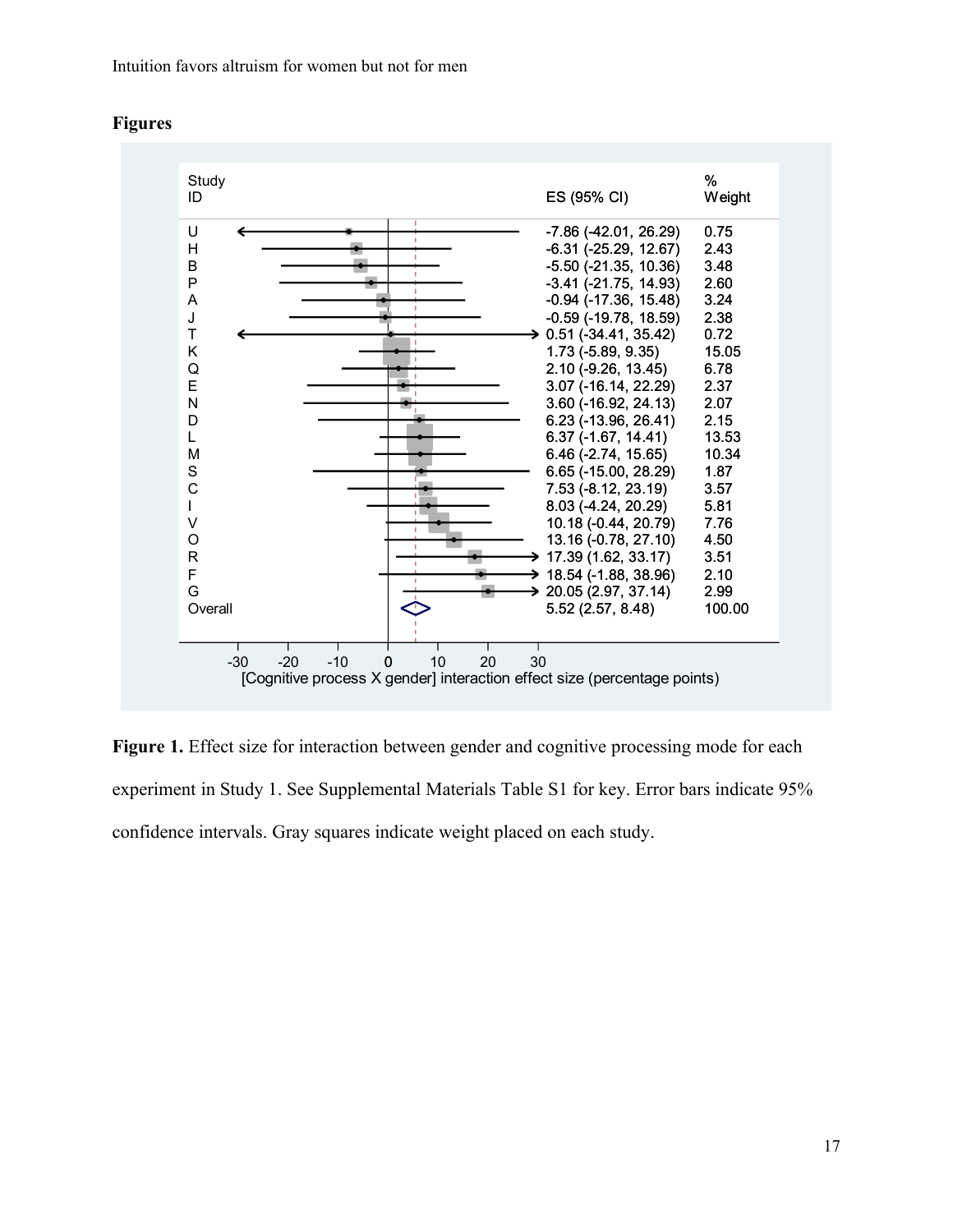## Figures

| Study ID | ES (95% CI) | % Weight |
|---|---|---|
| U | -7.86 (-42.01, 26.29) | 0.75 |
| H | -6.31 (-25.29, 12.67) | 2.43 |
| B | -5.50 (-21.35, 10.36) | 3.48 |
| P | -3.41 (-21.75, 14.93) | 2.60 |
| A | -0.94 (-17.36, 15.48) | 3.24 |
| J | -0.59 (-19.78, 18.59) | 2.38 |
| T | 0.51 (-34.41, 35.42) | 0.72 |
| K | 1.73 (-5.89, 9.35) | 15.05 |
| Q | 2.10 (-9.26, 13.45) | 6.78 |
| E | 3.07 (-16.14, 22.29) | 2.37 |
| N | 3.60 (-16.92, 24.13) | 2.07 |
| D | 6.23 (-13.96, 26.41) | 2.15 |
| L | 6.37 (-1.67, 14.41) | 13.53 |
| M | 6.46 (-2.74, 15.65) | 10.34 |
| S | 6.65 (-15.00, 28.29) | 1.87 |
| C | 7.53 (-8.12, 23.19) | 3.57 |
| I | 8.03 (-4.24, 20.29) | 5.81 |
| V | 10.18 (-0.44, 20.79) | 7.76 |
| O | 13.16 (-0.78, 27.10) | 4.50 |
| R | 17.39 (1.62, 33.17) | 3.51 |
| F | 18.54 (-1.88, 38.96) | 2.10 |
| G | 20.05 (2.97, 37.14) | 2.99 |
| Overall | 5.52 (2.57, 8.48) | 100.00 |

[Cognitive process X gender] interaction effect size (percentage points)

**Figure 1.** Effect size for interaction between gender and cognitive processing mode for each experiment in Study 1. See Supplemental Materials Table S1 for key. Error bars indicate 95% confidence intervals. Gray squares indicate weight placed on each study.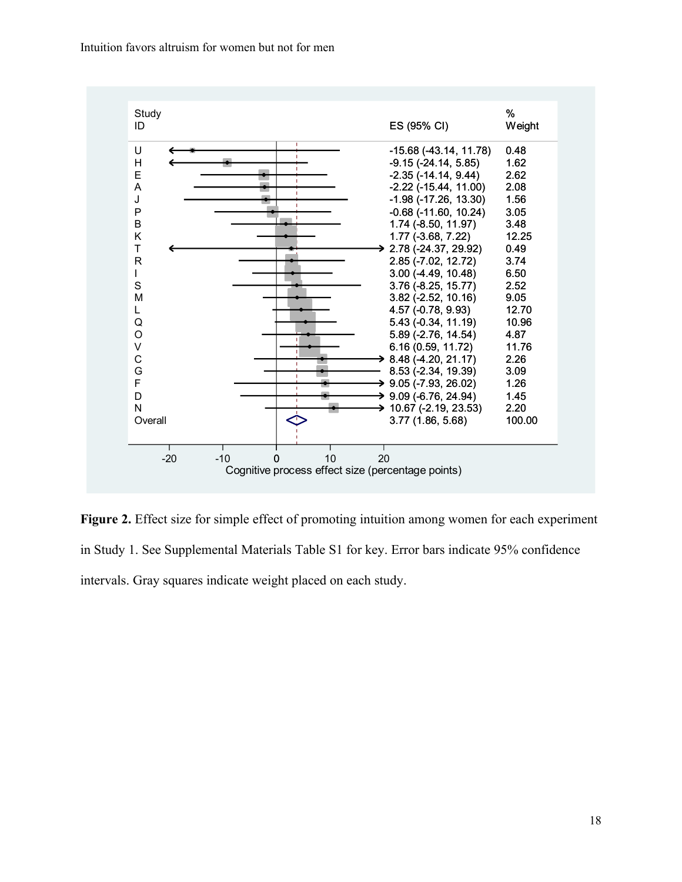| Study ID | ES (95% CI) | % Weight |
|---|---|---|
| U | -15.68 (-43.14, 11.78) | 0.48 |
| H | -9.15 (-24.14, 5.85) | 1.62 |
| E | -2.35 (-14.14, 9.44) | 2.62 |
| A | -2.22 (-15.44, 11.00) | 2.08 |
| J | -1.98 (-17.26, 13.30) | 1.56 |
| P | -0.68 (-11.60, 10.24) | 3.05 |
| B | 1.74 (-8.50, 11.97) | 3.48 |
| K | 1.77 (-3.68, 7.22) | 12.25 |
| T | 2.78 (-24.37, 29.92) | 0.49 |
| R | 2.85 (-7.02, 12.72) | 3.74 |
| I | 3.00 (-4.49, 10.48) | 6.50 |
| S | 3.76 (-8.25, 15.77) | 2.52 |
| M | 3.82 (-2.52, 10.16) | 9.05 |
| L | 4.57 (-0.78, 9.93) | 12.70 |
| Q | 5.43 (-0.34, 11.19) | 10.96 |
| O | 5.89 (-2.76, 14.54) | 4.87 |
| V | 6.16 (0.59, 11.72) | 11.76 |
| C | 8.48 (-4.20, 21.17) | 2.26 |
| G | 8.53 (-2.34, 19.39) | 3.09 |
| F | 9.05 (-7.93, 26.02) | 1.26 |
| D | 9.09 (-6.76, 24.94) | 1.45 |
| N | 10.67 (-2.19, 23.53) | 2.20 |
| Overall | 3.77 (1.86, 5.68) | 100.00 |

Cognitive process effect size (percentage points)

**Figure 2.** Effect size for simple effect of promoting intuition among women for each experiment in Study 1. See Supplemental Materials Table S1 for key. Error bars indicate 95% confidence intervals. Gray squares indicate weight placed on each study.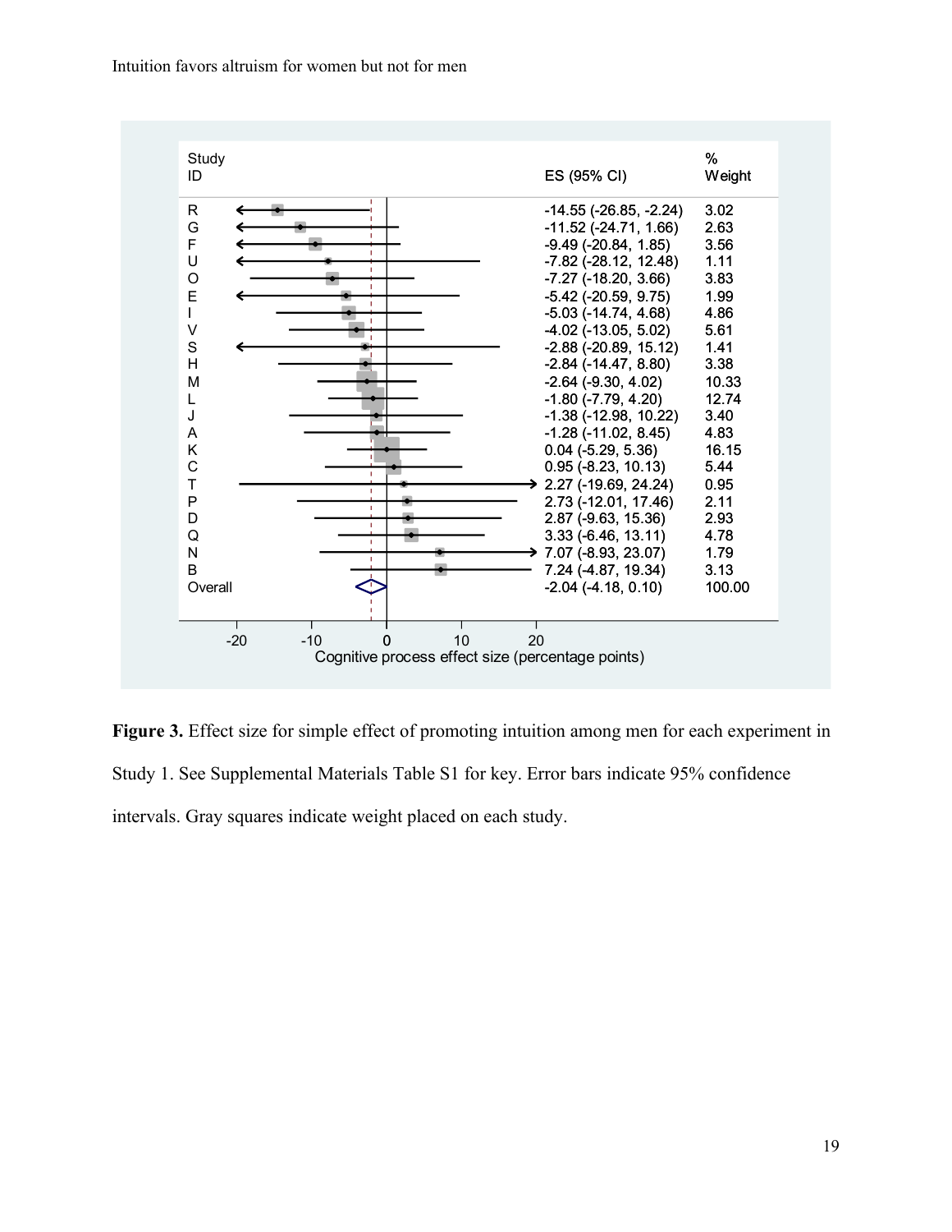| Study ID | ES (95% CI) | % Weight |
|---|---|---|
| R | -14.55 (-26.85, -2.24) | 3.02 |
| G | -11.52 (-24.71, 1.66) | 2.63 |
| F | -9.49 (-20.84, 1.85) | 3.56 |
| U | -7.82 (-28.12, 12.48) | 1.11 |
| O | -7.27 (-18.20, 3.66) | 3.83 |
| E | -5.42 (-20.59, 9.75) | 1.99 |
| I | -5.03 (-14.74, 4.68) | 4.86 |
| V | -4.02 (-13.05, 5.02) | 5.61 |
| S | -2.88 (-20.89, 15.12) | 1.41 |
| H | -2.84 (-14.47, 8.80) | 3.38 |
| M | -2.64 (-9.30, 4.02) | 10.33 |
| L | -1.80 (-7.79, 4.20) | 12.74 |
| J | -1.38 (-12.98, 10.22) | 3.40 |
| A | -1.28 (-11.02, 8.45) | 4.83 |
| K | 0.04 (-5.29, 5.36) | 16.15 |
| C | 0.95 (-8.23, 10.13) | 5.44 |
| T | 2.27 (-19.69, 24.24) | 0.95 |
| P | 2.73 (-12.01, 17.46) | 2.11 |
| D | 2.87 (-9.63, 15.36) | 2.93 |
| Q | 3.33 (-6.46, 13.11) | 4.78 |
| N | 7.07 (-8.93, 23.07) | 1.79 |
| B | 7.24 (-4.87, 19.34) | 3.13 |
| Overall | -2.04 (-4.18, 0.10) | 100.00 |

Cognitive process effect size (percentage points)

**Figure 3.** Effect size for simple effect of promoting intuition among men for each experiment in Study 1. See Supplemental Materials Table S1 for key. Error bars indicate 95% confidence intervals. Gray squares indicate weight placed on each study.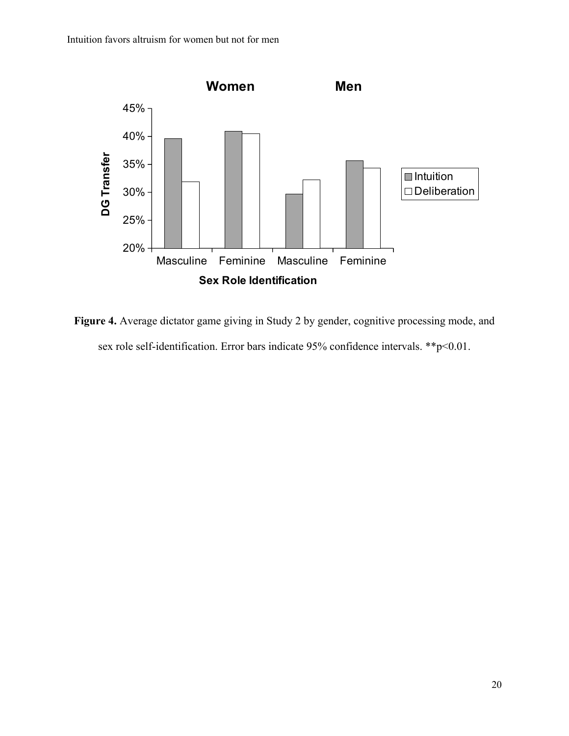Women

Men

45%

40%

35%

30%

25%

20%

DG Transfer

Intuition

Deliberation

Masculine Feminine Masculine Feminine

Sex Role Identification

**Figure 4.** Average dictator game giving in Study 2 by gender, cognitive processing mode, and sex role self-identification. Error bars indicate 95% confidence intervals. **p<0.01.